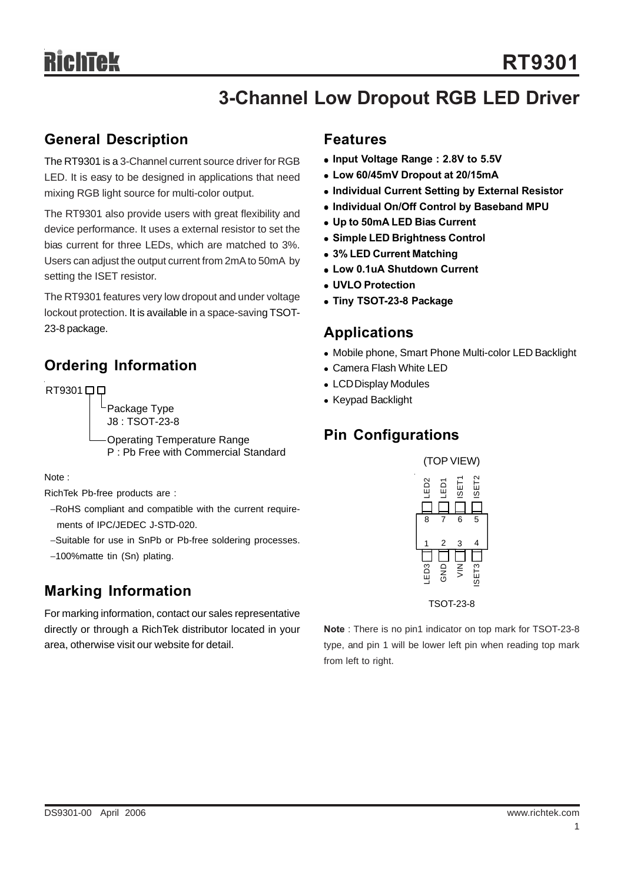# RT9301

## 3-Channel Low Dropout RGB LED Driver

## General Description

The RT9301 is a 3-Channel current source driver for RGB LED. It is easy to be designed in applications that need mixing RGB light source for multi-color output.

The RT9301 also provide users with great flexibility and device performance. It uses a external resistor to set the bias current for three LEDs, which are matched to 3%. Users can adjust the output current from 2mA to 50mA by setting the ISET resistor.

The RT9301 features very low dropout and under voltage lockout protection. It is available in a space-saving TSOT-23-8 package.

## Ordering Information

RT9301 □□

- Package Type
  J8 : TSOT-23-8
- Operating Temperature Range
  P : Pb Free with Commercial Standard

Note :

RichTek Pb-free products are :

- RoHS compliant and compatible with the current requirements of IPC/JEDEC J-STD-020.
- Suitable for use in SnPb or Pb-free soldering processes.
- 100%matte tin (Sn) plating.

## Marking Information

For marking information, contact our sales representative directly or through a RichTek distributor located in your area, otherwise visit our website for detail.

## Features

- **Input Voltage Range : 2.8V to 5.5V**
- **Low 60/45mV Dropout at 20/15mA**
- **Individual Current Setting by External Resistor**
- **Individual On/Off Control by Baseband MPU**
- **Up to 50mA LED Bias Current**
- **Simple LED Brightness Control**
- **3% LED Current Matching**
- **Low 0.1uA Shutdown Current**
- **UVLO Protection**
- **Tiny TSOT-23-8 Package**

## Applications

- Mobile phone, Smart Phone Multi-color LED Backlight
- Camera Flash White LED
- LCD Display Modules
- Keypad Backlight

## Pin Configurations

(TOP VIEW)

| Pin | Name |
|---|---|
| 8 | LED2 |
| 7 | LED1 |
| 6 | ISET1 |
| 5 | ISET2 |
| 1 | LED3 |
| 2 | GND |
| 3 | VIN |
| 4 | ISET3 |

TSOT-23-8

**Note** : There is no pin1 indicator on top mark for TSOT-23-8 type, and pin 1 will be lower left pin when reading top mark from left to right.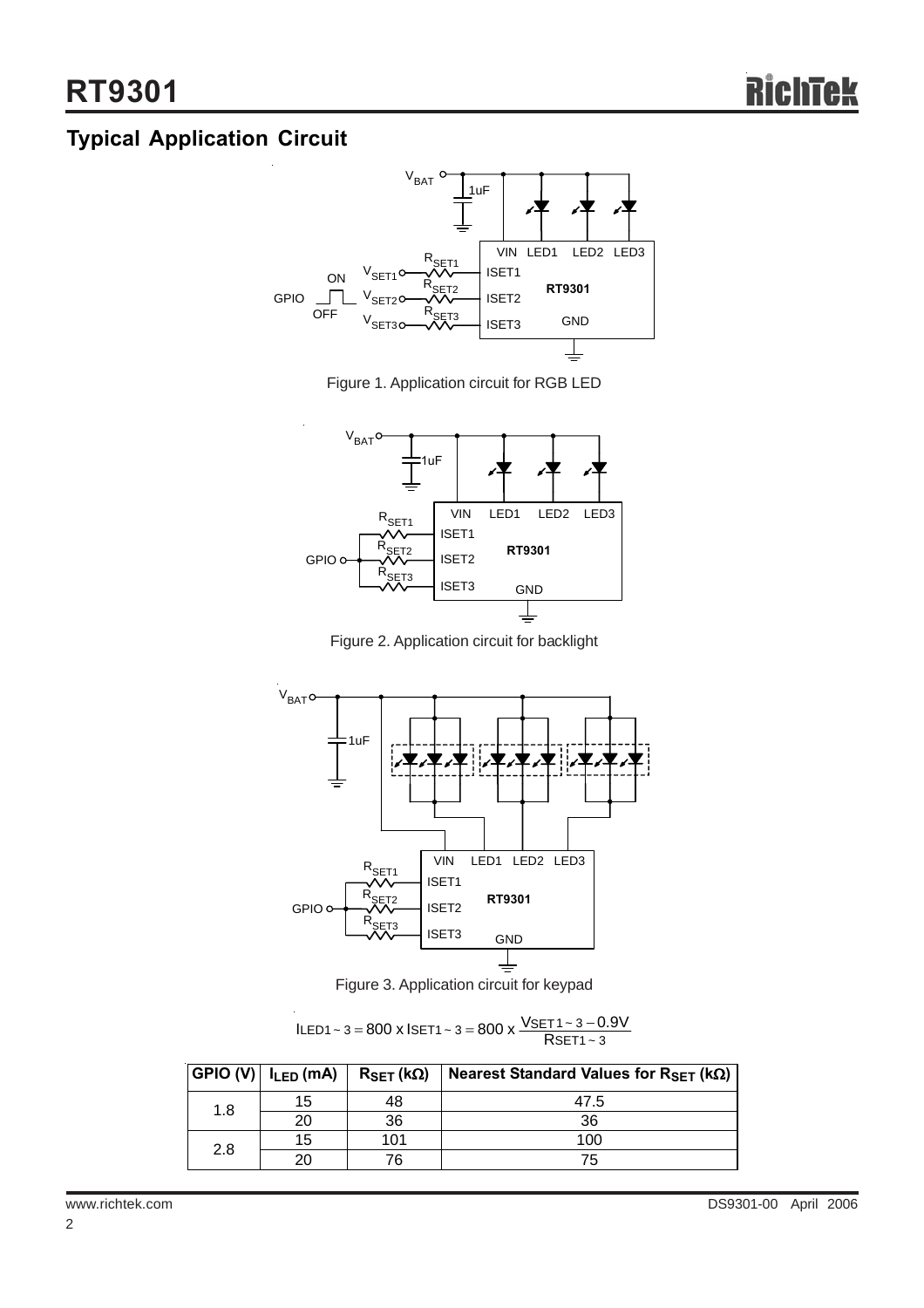## Typical Application Circuit

Figure 1. Application circuit for RGB LED

Figure 2. Application circuit for backlight

Figure 3. Application circuit for keypad

$$I_{LED1\sim3} = 800 \times I_{SET1\sim3} = 800 \times \frac{V_{SET1\sim3} - 0.9V}{R_{SET1\sim3}}$$

| GPIO (V) | $I_{LED}$ (mA) | $R_{SET}$ (kΩ) | Nearest Standard Values for $R_{SET}$ (kΩ) |
|---|---|---|---|
| 1.8 | 15 | 48 | 47.5 |
| | 20 | 36 | 36 |
| 2.8 | 15 | 101 | 100 |
| | 20 | 76 | 75 |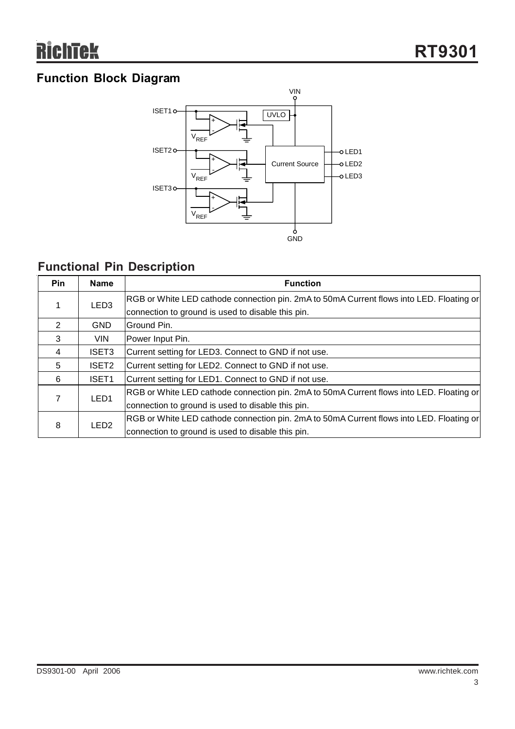## Function Block Diagram

## Functional Pin Description

| Pin | Name | Function |
|---|---|---|
| 1 | LED3 | RGB or White LED cathode connection pin. 2mA to 50mA Current flows into LED. Floating or connection to ground is used to disable this pin. |
| 2 | GND | Ground Pin. |
| 3 | VIN | Power Input Pin. |
| 4 | ISET3 | Current setting for LED3. Connect to GND if not use. |
| 5 | ISET2 | Current setting for LED2. Connect to GND if not use. |
| 6 | ISET1 | Current setting for LED1. Connect to GND if not use. |
| 7 | LED1 | RGB or White LED cathode connection pin. 2mA to 50mA Current flows into LED. Floating or connection to ground is used to disable this pin. |
| 8 | LED2 | RGB or White LED cathode connection pin. 2mA to 50mA Current flows into LED. Floating or connection to ground is used to disable this pin. |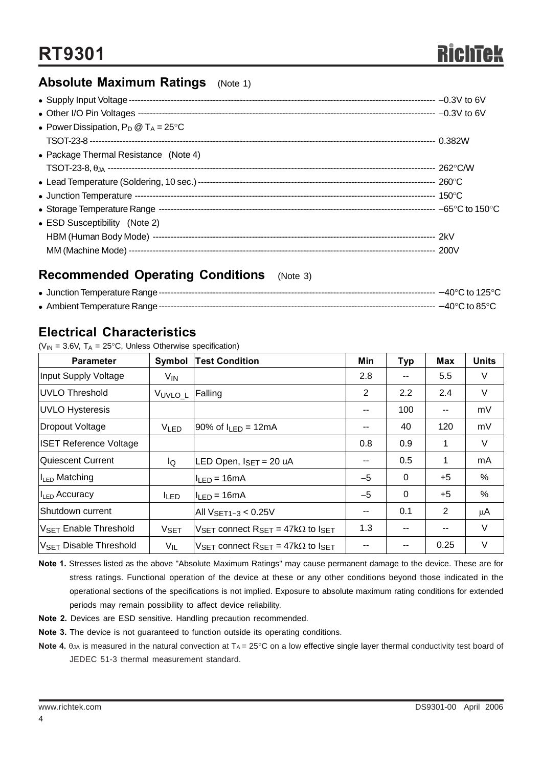## Absolute Maximum Ratings (Note 1)

- Supply Input Voltage ---------------------------------------------------------------------------------------------------- −0.3V to 6V
- Other I/O Pin Voltages ------------------------------------------------------------------------------------------------------ −0.3V to 6V
- Power Dissipation, $P_D$ @ $T_A$ = 25°C
  TSOT-23-8 ------------------------------------------------------------------------------------------------------------------ 0.382W
- Package Thermal Resistance (Note 4)
  TSOT-23-8, $\theta_{JA}$ ------------------------------------------------------------------------------------------------------------ 262°C/W
- Lead Temperature (Soldering, 10 sec.) ------------------------------------------------------------------------------------ 260°C
- Junction Temperature --------------------------------------------------------------------------------------------------------- 150°C
- Storage Temperature Range ------------------------------------------------------------------------------------------------- −65°C to 150°C
- ESD Susceptibility (Note 2)
  HBM (Human Body Mode) ---------------------------------------------------------------------------------------------------- 2kV
  MM (Machine Mode) ---------------------------------------------------------------------------------------------------------- 200V

## Recommended Operating Conditions (Note 3)

- Junction Temperature Range ------------------------------------------------------------------------------------------------ −40°C to 125°C
- Ambient Temperature Range ------------------------------------------------------------------------------------------------- −40°C to 85°C

## Electrical Characteristics

($V_{IN}$ = 3.6V, $T_A$ = 25°C, Unless Otherwise specification)

| Parameter | Symbol | Test Condition | Min | Typ | Max | Units |
|---|---|---|---|---|---|---|
| Input Supply Voltage | $V_{IN}$ | | 2.8 | -- | 5.5 | V |
| UVLO Threshold | $V_{UVLO\_L}$ | Falling | 2 | 2.2 | 2.4 | V |
| UVLO Hysteresis | | | -- | 100 | -- | mV |
| Dropout Voltage | $V_{LED}$ | 90% of $I_{LED}$ = 12mA | -- | 40 | 120 | mV |
| ISET Reference Voltage | | | 0.8 | 0.9 | 1 | V |
| Quiescent Current | $I_Q$ | LED Open, $I_{SET}$ = 20 uA | -- | 0.5 | 1 | mA |
| $I_{LED}$ Matching | | $I_{LED}$ = 16mA | −5 | 0 | +5 | % |
| $I_{LED}$ Accuracy | $I_{LED}$ | $I_{LED}$ = 16mA | −5 | 0 | +5 | % |
| Shutdown current | | All $V_{SET1\sim3}$ < 0.25V | -- | 0.1 | 2 | μA |
| $V_{SET}$ Enable Threshold | $V_{SET}$ | $V_{SET}$ connect $R_{SET}$ = 47kΩ to $I_{SET}$ | 1.3 | -- | -- | V |
| $V_{SET}$ Disable Threshold | $V_{IL}$ | $V_{SET}$ connect $R_{SET}$ = 47kΩ to $I_{SET}$ | -- | -- | 0.25 | V |

**Note 1.** Stresses listed as the above "Absolute Maximum Ratings" may cause permanent damage to the device. These are for stress ratings. Functional operation of the device at these or any other conditions beyond those indicated in the operational sections of the specifications is not implied. Exposure to absolute maximum rating conditions for extended periods may remain possibility to affect device reliability.

**Note 2.** Devices are ESD sensitive. Handling precaution recommended.

**Note 3.** The device is not guaranteed to function outside its operating conditions.

**Note 4.** $\theta_{JA}$ is measured in the natural convection at $T_A$ = 25°C on a low effective single layer thermal conductivity test board of JEDEC 51-3 thermal measurement standard.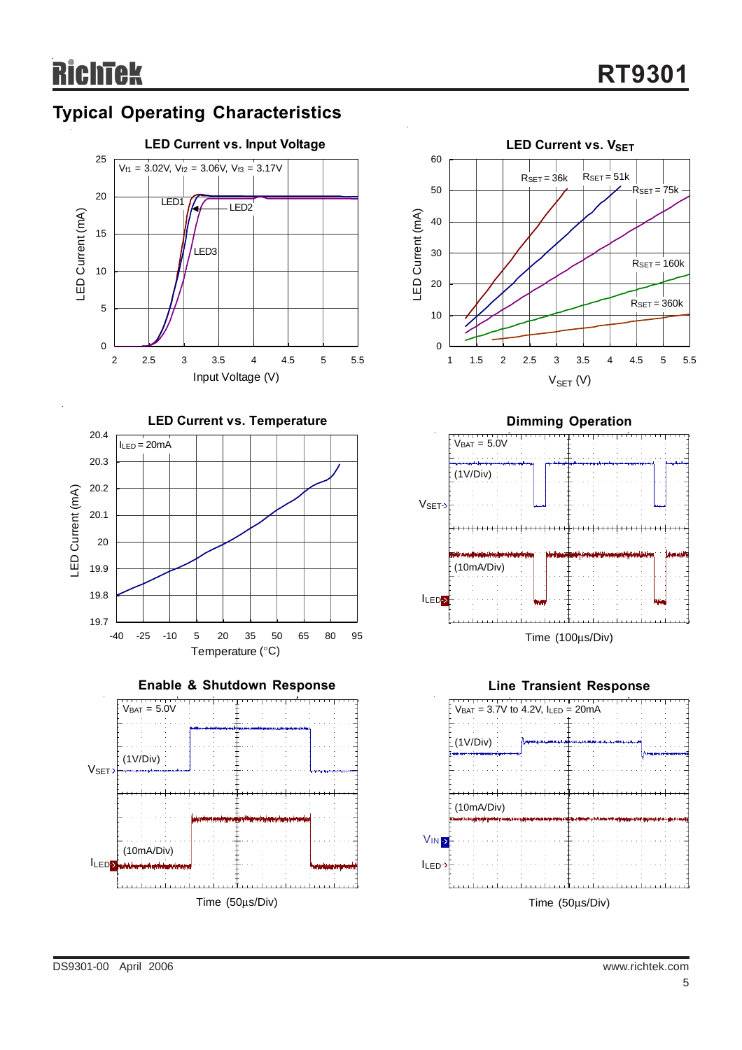## Typical Operating Characteristics

**LED Current vs. Input Voltage**

$V_{f1}$ = 3.02V, $V_{f2}$ = 3.06V, $V_{f3}$ = 3.17V

LED Current (mA) vs. Input Voltage (V) — LED1, LED2, LED3

**LED Current vs. $V_{SET}$**

LED Current (mA) vs. $V_{SET}$ (V) — $R_{SET}$ = 36k, $R_{SET}$ = 51k, $R_{SET}$ = 75k, $R_{SET}$ = 160k, $R_{SET}$ = 360k

**LED Current vs. Temperature**

$I_{LED}$ = 20mA

LED Current (mA) vs. Temperature (°C)

**Dimming Operation**

$V_{BAT}$ = 5.0V

$V_{SET}$ (1V/Div)

$I_{LED}$ (10mA/Div)

Time (100μs/Div)

**Enable & Shutdown Response**

$V_{BAT}$ = 5.0V

$V_{SET}$ (1V/Div)

$I_{LED}$ (10mA/Div)

Time (50μs/Div)

**Line Transient Response**

$V_{BAT}$ = 3.7V to 4.2V, $I_{LED}$ = 20mA

$V_{IN}$ (1V/Div)

$I_{LED}$ (10mA/Div)

Time (50μs/Div)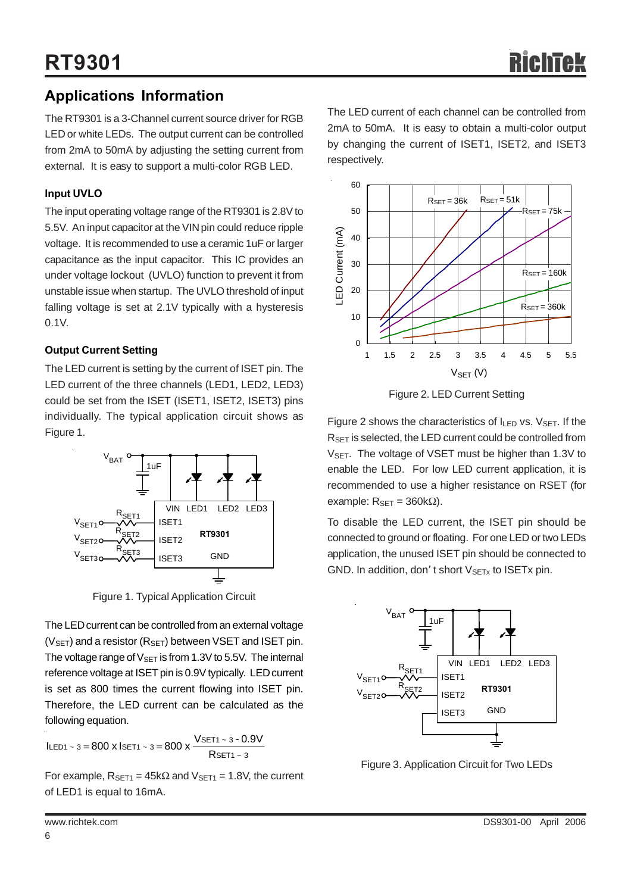## Applications Information

The RT9301 is a 3-Channel current source driver for RGB LED or white LEDs. The output current can be controlled from 2mA to 50mA by adjusting the setting current from external. It is easy to support a multi-color RGB LED.

### Input UVLO

The input operating voltage range of the RT9301 is 2.8V to 5.5V. An input capacitor at the VIN pin could reduce ripple voltage. It is recommended to use a ceramic 1uF or larger capacitance as the input capacitor. This IC provides an under voltage lockout (UVLO) function to prevent it from unstable issue when startup. The UVLO threshold of input falling voltage is set at 2.1V typically with a hysteresis 0.1V.

### Output Current Setting

The LED current is setting by the current of ISET pin. The LED current of the three channels (LED1, LED2, LED3) could be set from the ISET (ISET1, ISET2, ISET3) pins individually. The typical application circuit shows as Figure 1.

Figure 1. Typical Application Circuit

The LED current can be controlled from an external voltage ($V_{SET}$) and a resistor ($R_{SET}$) between VSET and ISET pin. The voltage range of $V_{SET}$ is from 1.3V to 5.5V. The internal reference voltage at ISET pin is 0.9V typically. LED current is set as 800 times the current flowing into ISET pin. Therefore, the LED current can be calculated as the following equation.

$$I_{LED1\sim3} = 800 \times I_{SET1\sim3} = 800 \times \frac{V_{SET1\sim3} - 0.9V}{R_{SET1\sim3}}$$

For example, $R_{SET1} = 45k\Omega$ and $V_{SET1} = 1.8V$, the current of LED1 is equal to 16mA.

The LED current of each channel can be controlled from 2mA to 50mA. It is easy to obtain a multi-color output by changing the current of ISET1, ISET2, and ISET3 respectively.

Figure 2. LED Current Setting

Figure 2 shows the characteristics of $I_{LED}$ vs. $V_{SET}$. If the $R_{SET}$ is selected, the LED current could be controlled from $V_{SET}$. The voltage of VSET must be higher than 1.3V to enable the LED. For low LED current application, it is recommended to use a higher resistance on RSET (for example: $R_{SET} = 360k\Omega$).

To disable the LED current, the ISET pin should be connected to ground or floating. For one LED or two LEDs application, the unused ISET pin should be connected to GND. In addition, don't short $V_{SETx}$ to ISETx pin.

Figure 3. Application Circuit for Two LEDs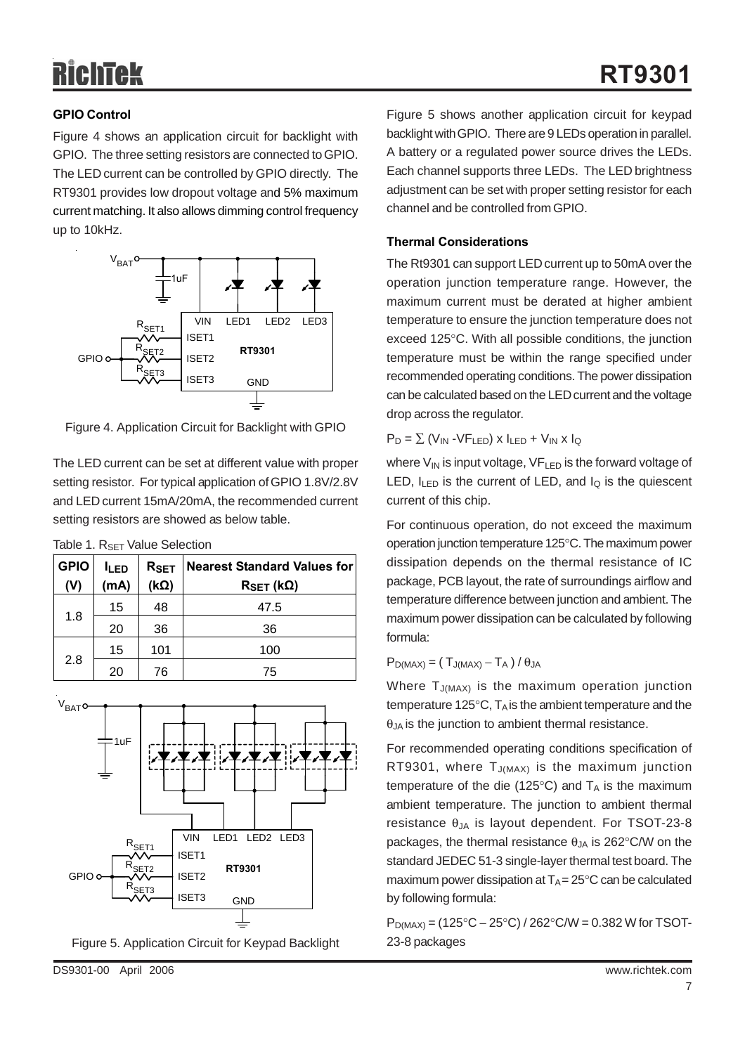### GPIO Control

Figure 4 shows an application circuit for backlight with GPIO. The three setting resistors are connected to GPIO. The LED current can be controlled by GPIO directly. The RT9301 provides low dropout voltage and 5% maximum current matching. It also allows dimming control frequency up to 10kHz.

Figure 4. Application Circuit for Backlight with GPIO

The LED current can be set at different value with proper setting resistor. For typical application of GPIO 1.8V/2.8V and LED current 15mA/20mA, the recommended current setting resistors are showed as below table.

Table 1. $R_{SET}$ Value Selection

| GPIO (V) | $I_{LED}$ (mA) | $R_{SET}$ (kΩ) | Nearest Standard Values for $R_{SET}$ (kΩ) |
|---|---|---|---|
| 1.8 | 15 | 48 | 47.5 |
| | 20 | 36 | 36 |
| 2.8 | 15 | 101 | 100 |
| | 20 | 76 | 75 |

Figure 5. Application Circuit for Keypad Backlight

Figure 5 shows another application circuit for keypad backlight with GPIO. There are 9 LEDs operation in parallel. A battery or a regulated power source drives the LEDs. Each channel supports three LEDs. The LED brightness adjustment can be set with proper setting resistor for each channel and be controlled from GPIO.

### Thermal Considerations

The Rt9301 can support LED current up to 50mA over the operation junction temperature range. However, the maximum current must be derated at higher ambient temperature to ensure the junction temperature does not exceed 125°C. With all possible conditions, the junction temperature must be within the range specified under recommended operating conditions. The power dissipation can be calculated based on the LED current and the voltage drop across the regulator.

$P_D = \sum (V_{IN} - VF_{LED}) \times I_{LED} + V_{IN} \times I_Q$

where $V_{IN}$ is input voltage, $VF_{LED}$ is the forward voltage of LED, $I_{LED}$ is the current of LED, and $I_Q$ is the quiescent current of this chip.

For continuous operation, do not exceed the maximum operation junction temperature 125°C. The maximum power dissipation depends on the thermal resistance of IC package, PCB layout, the rate of surroundings airflow and temperature difference between junction and ambient. The maximum power dissipation can be calculated by following formula:

$P_{D(MAX)} = ( T_{J(MAX)} - T_A ) / \theta_{JA}$

Where $T_{J(MAX)}$ is the maximum operation junction temperature 125°C, $T_A$ is the ambient temperature and the $\theta_{JA}$ is the junction to ambient thermal resistance.

For recommended operating conditions specification of RT9301, where $T_{J(MAX)}$ is the maximum junction temperature of the die (125°C) and $T_A$ is the maximum ambient temperature. The junction to ambient thermal resistance $\theta_{JA}$ is layout dependent. For TSOT-23-8 packages, the thermal resistance $\theta_{JA}$ is 262°C/W on the standard JEDEC 51-3 single-layer thermal test board. The maximum power dissipation at $T_A$ = 25°C can be calculated by following formula:

$P_{D(MAX)}$ = (125°C − 25°C) / 262°C/W = 0.382 W for TSOT-23-8 packages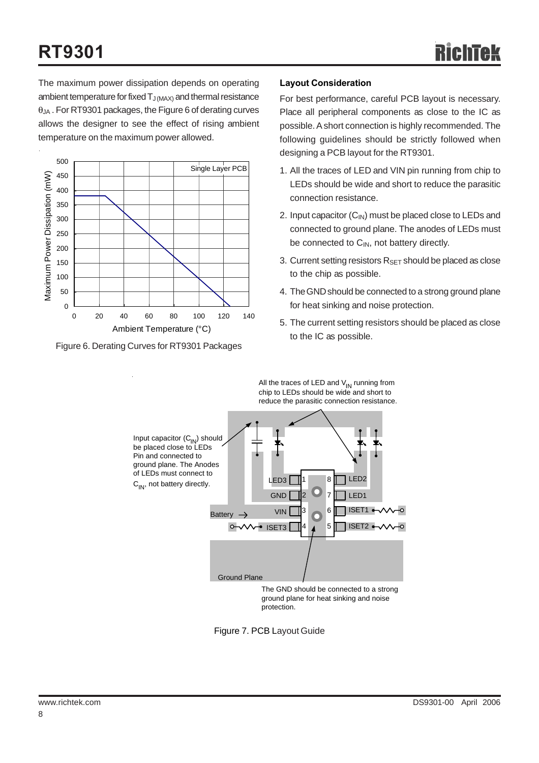The maximum power dissipation depends on operating ambient temperature for fixed $T_{J(MAX)}$ and thermal resistance $\theta_{JA}$. For RT9301 packages, the Figure 6 of derating curves allows the designer to see the effect of rising ambient temperature on the maximum power allowed.

Figure 6. Derating Curves for RT9301 Packages

### Layout Consideration

For best performance, careful PCB layout is necessary. Place all peripheral components as close to the IC as possible. A short connection is highly recommended. The following guidelines should be strictly followed when designing a PCB layout for the RT9301.

1. All the traces of LED and VIN pin running from chip to LEDs should be wide and short to reduce the parasitic connection resistance.
2. Input capacitor ($C_{IN}$) must be placed close to LEDs and connected to ground plane. The anodes of LEDs must be connected to $C_{IN}$, not battery directly.
3. Current setting resistors $R_{SET}$ should be placed as close to the chip as possible.
4. The GND should be connected to a strong ground plane for heat sinking and noise protection.
5. The current setting resistors should be placed as close to the IC as possible.

Figure 7. PCB Layout Guide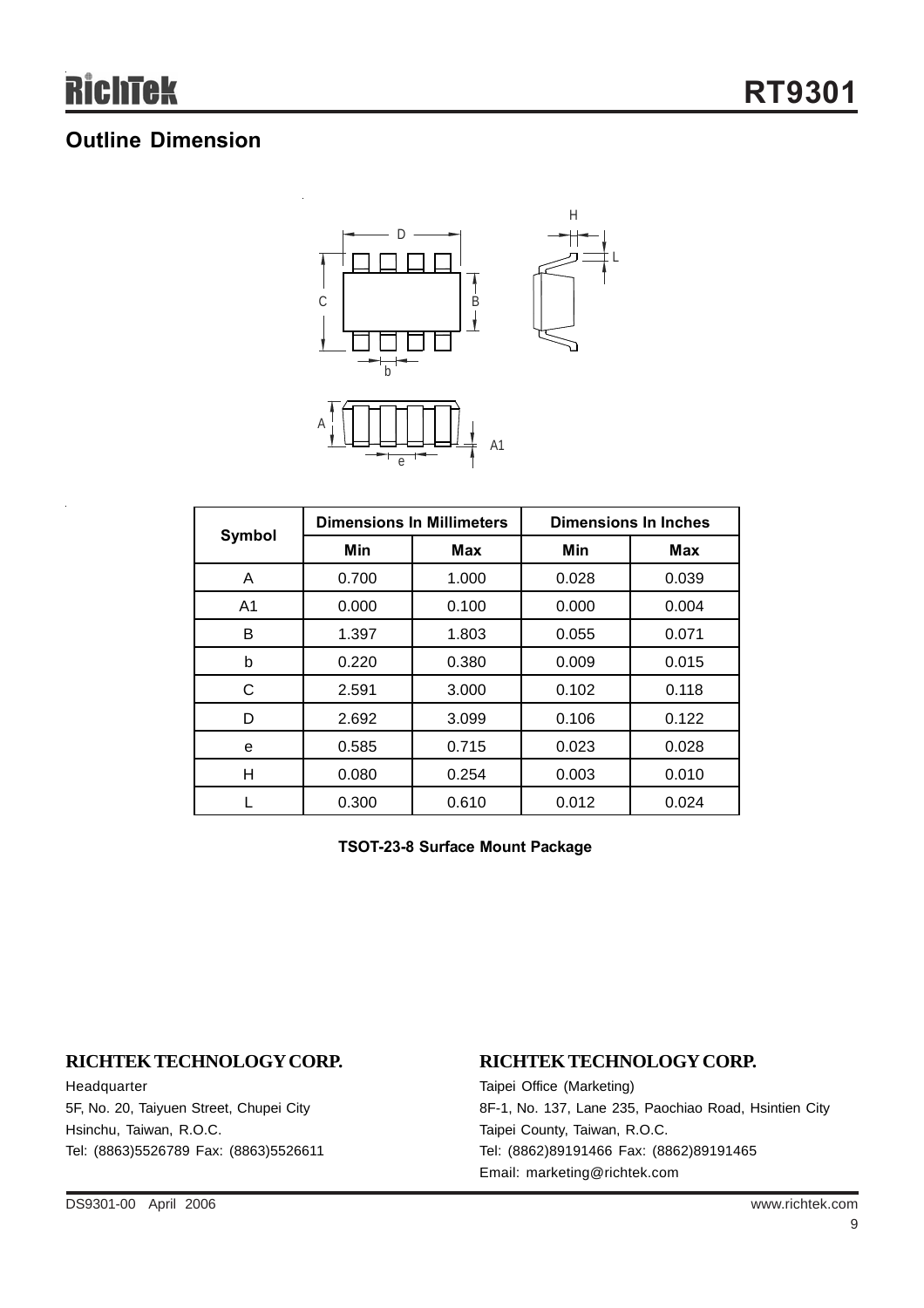## Outline Dimension

D
H
L
C
B
b
A
A1
e

| Symbol | Dimensions In Millimeters | | Dimensions In Inches | |
|---|---|---|---|---|
| | Min | Max | Min | Max |
| A | 0.700 | 1.000 | 0.028 | 0.039 |
| A1 | 0.000 | 0.100 | 0.000 | 0.004 |
| B | 1.397 | 1.803 | 0.055 | 0.071 |
| b | 0.220 | 0.380 | 0.009 | 0.015 |
| C | 2.591 | 3.000 | 0.102 | 0.118 |
| D | 2.692 | 3.099 | 0.106 | 0.122 |
| e | 0.585 | 0.715 | 0.023 | 0.028 |
| H | 0.080 | 0.254 | 0.003 | 0.010 |
| L | 0.300 | 0.610 | 0.012 | 0.024 |

**TSOT-23-8 Surface Mount Package**

**RICHTEK TECHNOLOGY CORP.**

Headquarter
5F, No. 20, Taiyuen Street, Chupei City
Hsinchu, Taiwan, R.O.C.
Tel: (8863)5526789 Fax: (8863)5526611

**RICHTEK TECHNOLOGY CORP.**

Taipei Office (Marketing)
8F-1, No. 137, Lane 235, Paochiao Road, Hsintien City
Taipei County, Taiwan, R.O.C.
Tel: (8862)89191466 Fax: (8862)89191465
Email: marketing@richtek.com